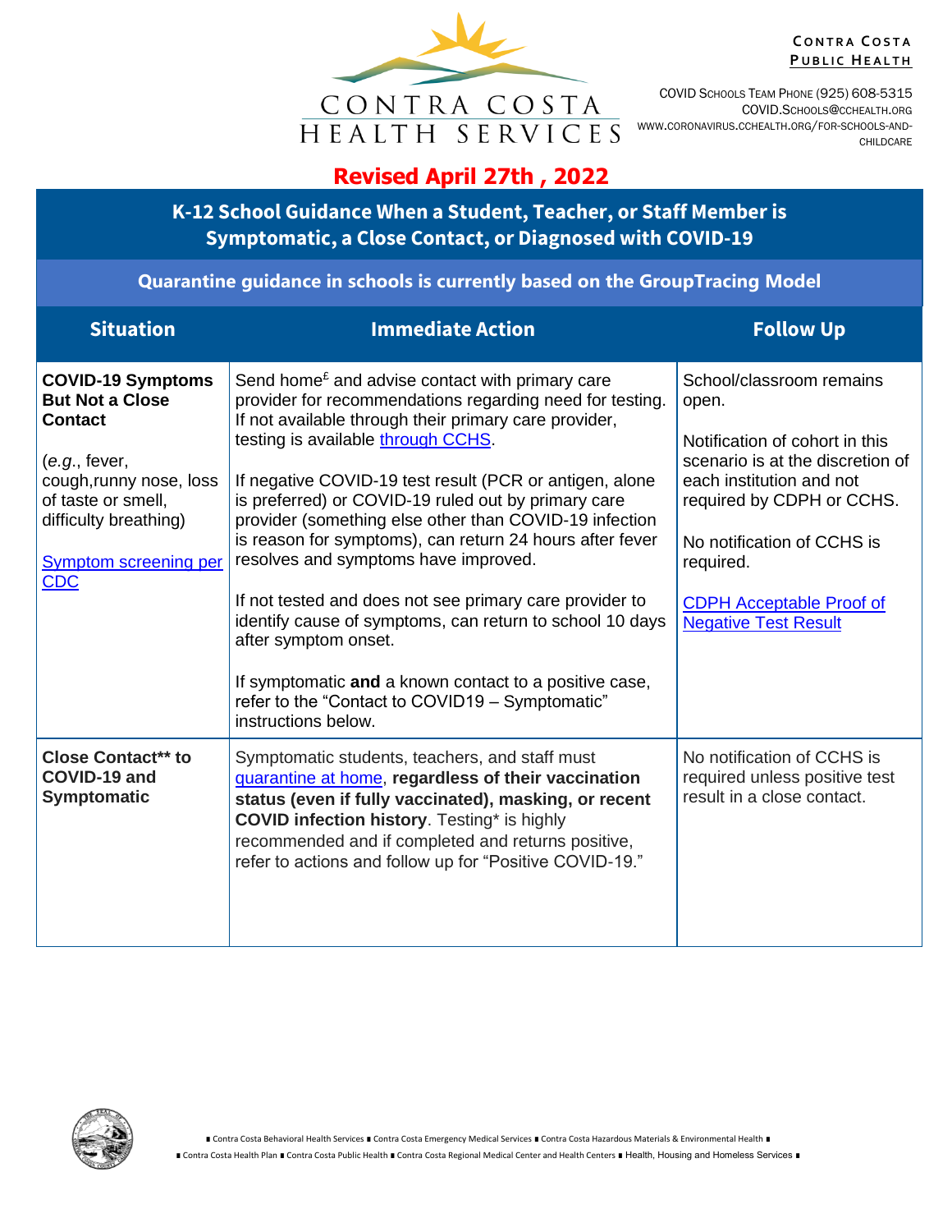CONTRA COSTA HEALTH SERVICES

**Contra Costa Public Health**

COVID Schools Team Phone (925) 608-5315
COVID.Schools@cchealth.org
www.coronavirus.cchealth.org/for-schools-and-childcare

**Revised April 27th , 2022**

## K-12 School Guidance When a Student, Teacher, or Staff Member is Symptomatic, a Close Contact, or Diagnosed with COVID-19

### Quarantine guidance in schools is currently based on the GroupTracing Model

| Situation | Immediate Action | Follow Up |
|---|---|---|
| **COVID-19 Symptoms But Not a Close Contact**<br><br>(*e.g.*, fever, cough,runny nose, loss of taste or smell, difficulty breathing)<br><br>[Symptom screening per CDC]() | Send home[£] and advise contact with primary care provider for recommendations regarding need for testing. If not available through their primary care provider, testing is available [through CCHS]().<br><br>If negative COVID-19 test result (PCR or antigen, alone is preferred) or COVID-19 ruled out by primary care provider (something else other than COVID-19 infection is reason for symptoms), can return 24 hours after fever resolves and symptoms have improved.<br><br>If not tested and does not see primary care provider to identify cause of symptoms, can return to school 10 days after symptom onset.<br><br>If symptomatic **and** a known contact to a positive case, refer to the "Contact to COVID19 – Symptomatic" instructions below. | School/classroom remains open.<br><br>Notification of cohort in this scenario is at the discretion of each institution and not required by CDPH or CCHS.<br><br>No notification of CCHS is required.<br><br>[CDPH Acceptable Proof of Negative Test Result]() |
| **Close Contact** to COVID-19 and Symptomatic** | Symptomatic students, teachers, and staff must [quarantine at home](), **regardless of their vaccination status (even if fully vaccinated), masking, or recent COVID infection history**. Testing* is highly recommended and if completed and returns positive, refer to actions and follow up for "Positive COVID-19." | No notification of CCHS is required unless positive test result in a close contact. |

■ Contra Costa Behavioral Health Services ■ Contra Costa Emergency Medical Services ■ Contra Costa Hazardous Materials & Environmental Health ■
■ Contra Costa Health Plan ■ Contra Costa Public Health ■ Contra Costa Regional Medical Center and Health Centers ■ Health, Housing and Homeless Services ■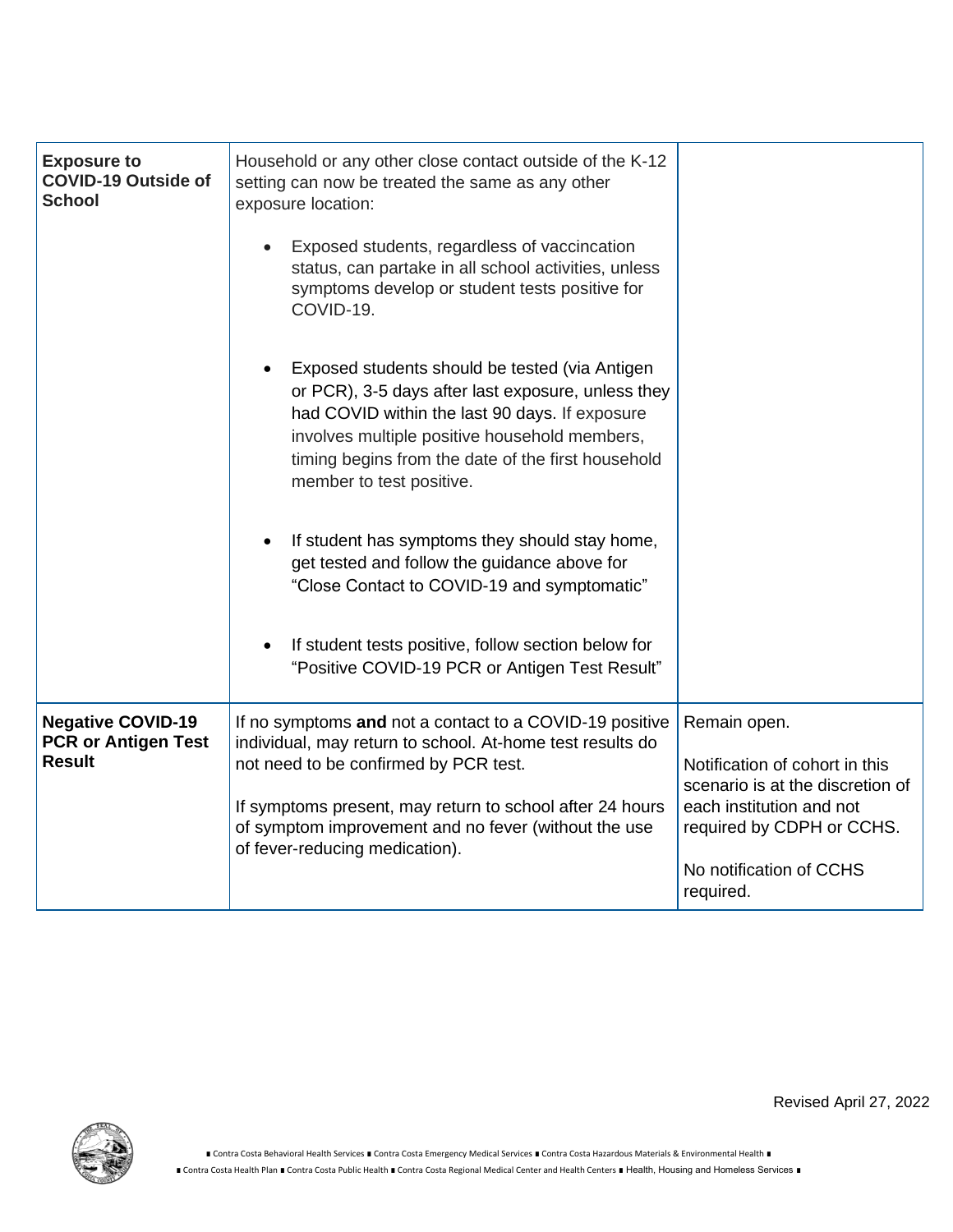| | | |
|---|---|---|
| **Exposure to COVID-19 Outside of School** | Household or any other close contact outside of the K-12 setting can now be treated the same as any other exposure location:<br><br>• Exposed students, regardless of vaccincation status, can partake in all school activities, unless symptoms develop or student tests positive for COVID-19.<br><br>• Exposed students should be tested (via Antigen or PCR), 3-5 days after last exposure, unless they had COVID within the last 90 days. If exposure involves multiple positive household members, timing begins from the date of the first household member to test positive.<br><br>• If student has symptoms they should stay home, get tested and follow the guidance above for "Close Contact to COVID-19 and symptomatic"<br><br>• If student tests positive, follow section below for "Positive COVID-19 PCR or Antigen Test Result" | |
| **Negative COVID-19 PCR or Antigen Test Result** | If no symptoms **and** not a contact to a COVID-19 positive individual, may return to school. At-home test results do not need to be confirmed by PCR test.<br><br>If symptoms present, may return to school after 24 hours of symptom improvement and no fever (without the use of fever-reducing medication). | Remain open.<br><br>Notification of cohort in this scenario is at the discretion of each institution and not required by CDPH or CCHS.<br><br>No notification of CCHS required. |

Revised April 27, 2022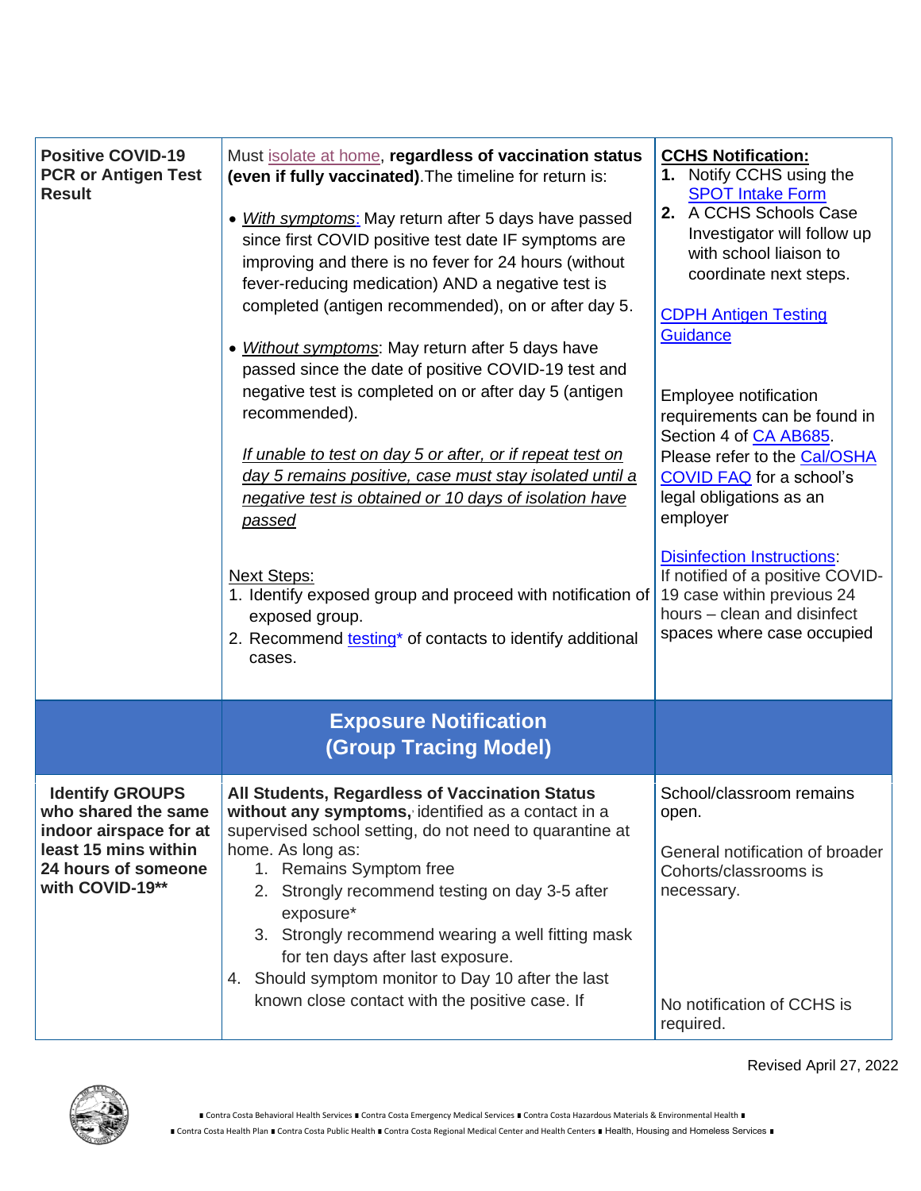| | | |
|---|---|---|
| **Positive COVID-19 PCR or Antigen Test Result** | Must isolate at home, **regardless of vaccination status (even if fully vaccinated)**. The timeline for return is:<br><br>• *With symptoms*: May return after 5 days have passed since first COVID positive test date IF symptoms are improving and there is no fever for 24 hours (without fever-reducing medication) AND a negative test is completed (antigen recommended), on or after day 5.<br><br>• *Without symptoms*: May return after 5 days have passed since the date of positive COVID-19 test and negative test is completed on or after day 5 (antigen recommended).<br><br>*If unable to test on day 5 or after, or if repeat test on day 5 remains positive, case must stay isolated until a negative test is obtained or 10 days of isolation have passed*<br><br>Next Steps:<br>1. Identify exposed group and proceed with notification of exposed group.<br>2. Recommend testing* of contacts to identify additional cases. | **CCHS Notification:**<br>**1.** Notify CCHS using the SPOT Intake Form<br>**2.** A CCHS Schools Case Investigator will follow up with school liaison to coordinate next steps.<br><br>CDPH Antigen Testing Guidance<br><br>Employee notification requirements can be found in Section 4 of CA AB685. Please refer to the Cal/OSHA COVID FAQ for a school's legal obligations as an employer<br><br>Disinfection Instructions:<br>If notified of a positive COVID-19 case within previous 24 hours – clean and disinfect spaces where case occupied |
| | **Exposure Notification (Group Tracing Model)** | |
| **Identify GROUPS who shared the same indoor airspace for at least 15 mins within 24 hours of someone with COVID-19**** | **All Students, Regardless of Vaccination Status without any symptoms,** identified as a contact in a supervised school setting, do not need to quarantine at home. As long as:<br>1. Remains Symptom free<br>2. Strongly recommend testing on day 3-5 after exposure*<br>3. Strongly recommend wearing a well fitting mask for ten days after last exposure.<br>4. Should symptom monitor to Day 10 after the last known close contact with the positive case. If | School/classroom remains open.<br><br>General notification of broader Cohorts/classrooms is necessary.<br><br>No notification of CCHS is required. |

Revised April 27, 2022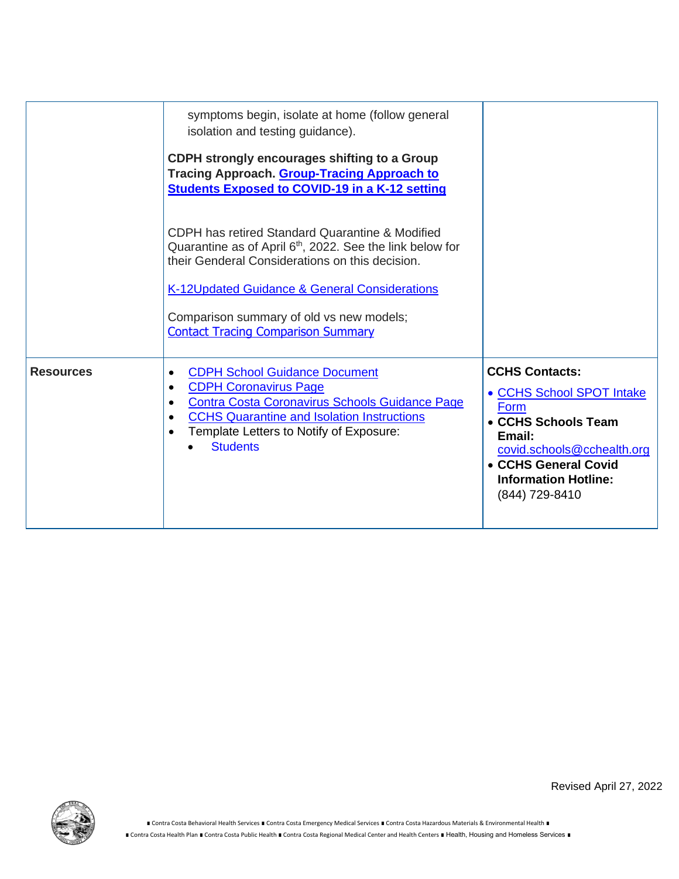| | | |
|---|---|---|
| | symptoms begin, isolate at home (follow general isolation and testing guidance).<br><br>**CDPH strongly encourages shifting to a Group Tracing Approach. Group-Tracing Approach to Students Exposed to COVID-19 in a K-12 setting**<br><br>CDPH has retired Standard Quarantine & Modified Quarantine as of April 6th, 2022. See the link below for their Genderal Considerations on this decision.<br><br>K-12Updated Guidance & General Considerations<br><br>Comparison summary of old vs new models;<br>Contact Tracing Comparison Summary | |
| **Resources** | • CDPH School Guidance Document<br>• CDPH Coronavirus Page<br>• Contra Costa Coronavirus Schools Guidance Page<br>• CCHS Quarantine and Isolation Instructions<br>• Template Letters to Notify of Exposure:<br>&nbsp;&nbsp;&nbsp;&nbsp;• Students | **CCHS Contacts:**<br>• CCHS School SPOT Intake Form<br>• **CCHS Schools Team Email:** covid.schools@cchealth.org<br>• **CCHS General Covid Information Hotline:** (844) 729-8410 |

Revised April 27, 2022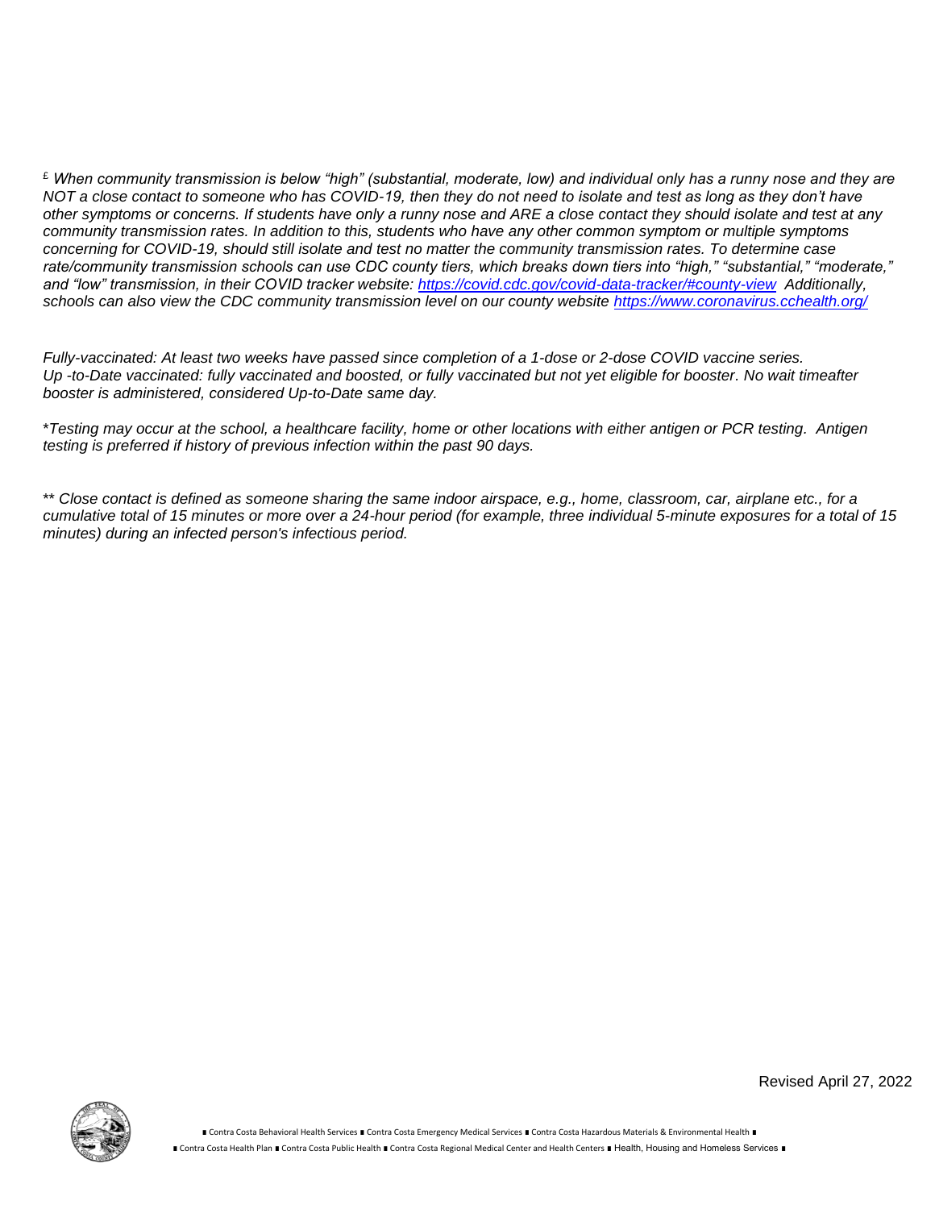*£ When community transmission is below "high" (substantial, moderate, low) and individual only has a runny nose and they are NOT a close contact to someone who has COVID-19, then they do not need to isolate and test as long as they don't have other symptoms or concerns. If students have only a runny nose and ARE a close contact they should isolate and test at any community transmission rates. In addition to this, students who have any other common symptom or multiple symptoms concerning for COVID-19, should still isolate and test no matter the community transmission rates. To determine case rate/community transmission schools can use CDC county tiers, which breaks down tiers into "high," "substantial," "moderate," and "low" transmission, in their COVID tracker website: https://covid.cdc.gov/covid-data-tracker/#county-view Additionally, schools can also view the CDC community transmission level on our county website https://www.coronavirus.cchealth.org/*

*Fully-vaccinated: At least two weeks have passed since completion of a 1-dose or 2-dose COVID vaccine series.*
*Up -to-Date vaccinated: fully vaccinated and boosted, or fully vaccinated but not yet eligible for booster. No wait timeafter booster is administered, considered Up-to-Date same day.*

*\*Testing may occur at the school, a healthcare facility, home or other locations with either antigen or PCR testing. Antigen testing is preferred if history of previous infection within the past 90 days.*

*\*\* Close contact is defined as someone sharing the same indoor airspace, e.g., home, classroom, car, airplane etc., for a cumulative total of 15 minutes or more over a 24-hour period (for example, three individual 5-minute exposures for a total of 15 minutes) during an infected person's infectious period.*

Revised April 27, 2022